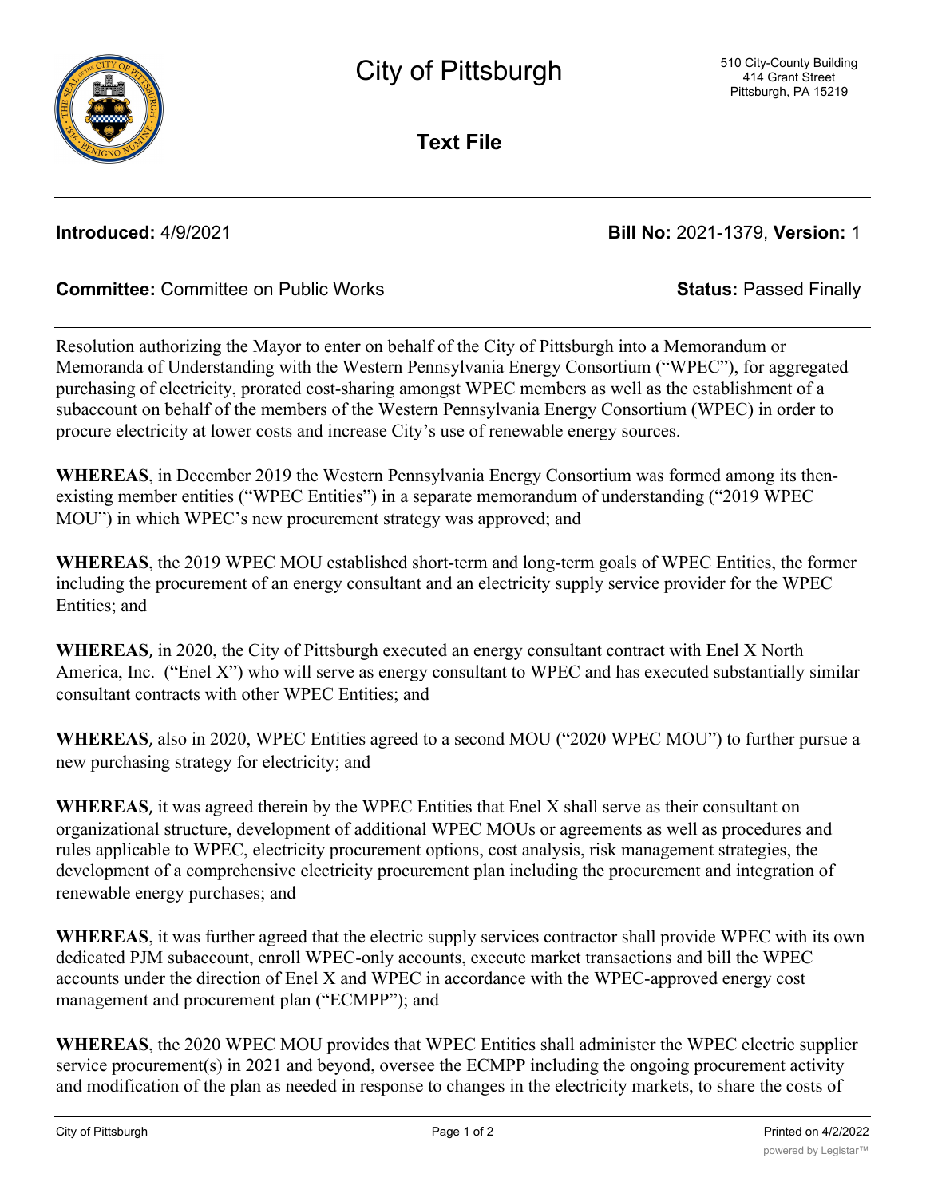# City of Pittsburgh

510 City-County Building
414 Grant Street
Pittsburgh, PA 15219

## Text File

**Introduced:** 4/9/2021 **Bill No:** 2021-1379, **Version:** 1

**Committee:** Committee on Public Works **Status:** Passed Finally

Resolution authorizing the Mayor to enter on behalf of the City of Pittsburgh into a Memorandum or Memoranda of Understanding with the Western Pennsylvania Energy Consortium ("WPEC"), for aggregated purchasing of electricity, prorated cost-sharing amongst WPEC members as well as the establishment of a subaccount on behalf of the members of the Western Pennsylvania Energy Consortium (WPEC) in order to procure electricity at lower costs and increase City's use of renewable energy sources.

**WHEREAS**, in December 2019 the Western Pennsylvania Energy Consortium was formed among its then-existing member entities ("WPEC Entities") in a separate memorandum of understanding ("2019 WPEC MOU") in which WPEC's new procurement strategy was approved; and

**WHEREAS**, the 2019 WPEC MOU established short-term and long-term goals of WPEC Entities, the former including the procurement of an energy consultant and an electricity supply service provider for the WPEC Entities; and

**WHEREAS**, in 2020, the City of Pittsburgh executed an energy consultant contract with Enel X North America, Inc. ("Enel X") who will serve as energy consultant to WPEC and has executed substantially similar consultant contracts with other WPEC Entities; and

**WHEREAS**, also in 2020, WPEC Entities agreed to a second MOU ("2020 WPEC MOU") to further pursue a new purchasing strategy for electricity; and

**WHEREAS**, it was agreed therein by the WPEC Entities that Enel X shall serve as their consultant on organizational structure, development of additional WPEC MOUs or agreements as well as procedures and rules applicable to WPEC, electricity procurement options, cost analysis, risk management strategies, the development of a comprehensive electricity procurement plan including the procurement and integration of renewable energy purchases; and

**WHEREAS**, it was further agreed that the electric supply services contractor shall provide WPEC with its own dedicated PJM subaccount, enroll WPEC-only accounts, execute market transactions and bill the WPEC accounts under the direction of Enel X and WPEC in accordance with the WPEC-approved energy cost management and procurement plan ("ECMPP"); and

**WHEREAS**, the 2020 WPEC MOU provides that WPEC Entities shall administer the WPEC electric supplier service procurement(s) in 2021 and beyond, oversee the ECMPP including the ongoing procurement activity and modification of the plan as needed in response to changes in the electricity markets, to share the costs of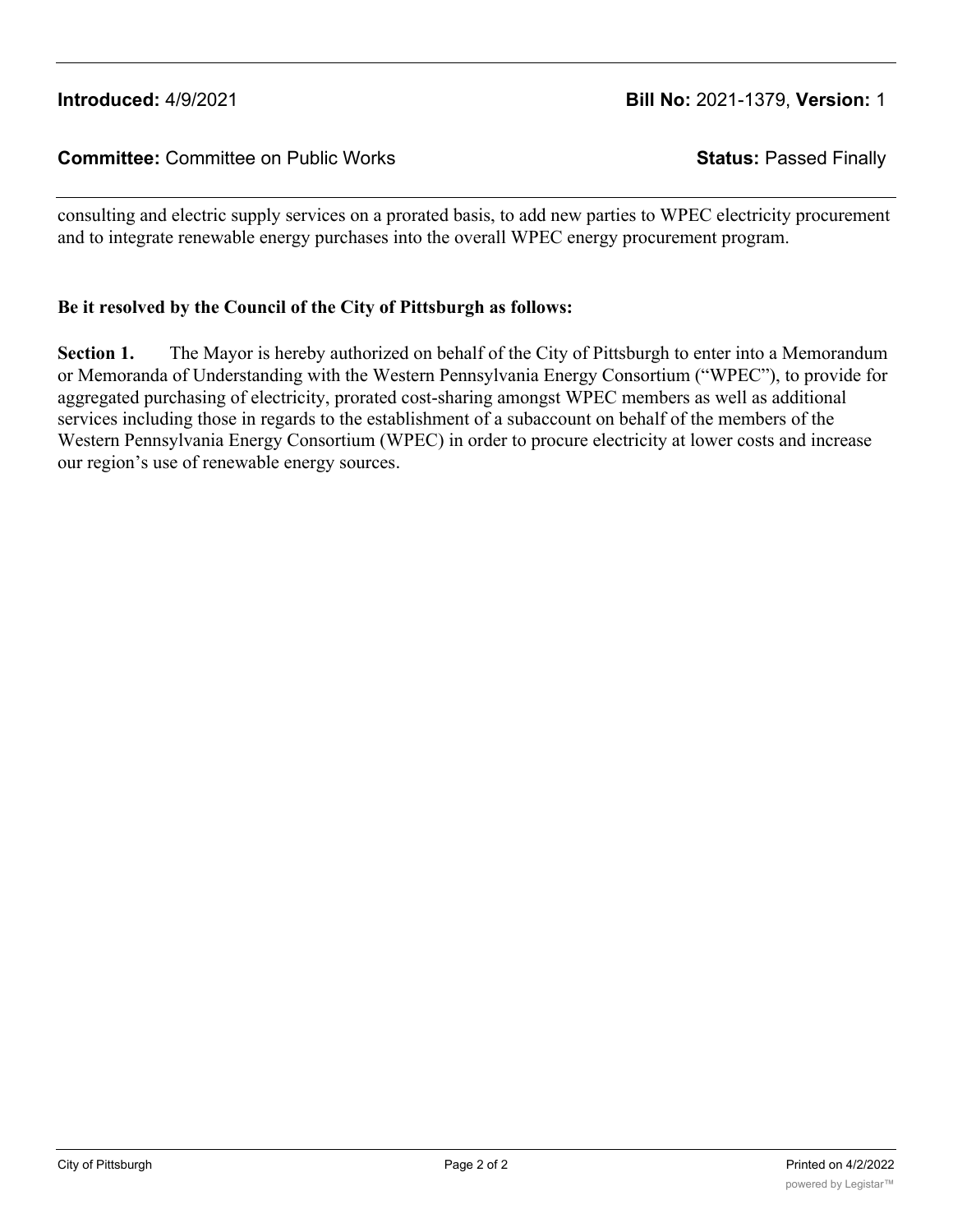**Introduced:** 4/9/2021 **Bill No:** 2021-1379, **Version:** 1

**Committee:** Committee on Public Works **Status:** Passed Finally

consulting and electric supply services on a prorated basis, to add new parties to WPEC electricity procurement and to integrate renewable energy purchases into the overall WPEC energy procurement program.

**Be it resolved by the Council of the City of Pittsburgh as follows:**

**Section 1.** The Mayor is hereby authorized on behalf of the City of Pittsburgh to enter into a Memorandum or Memoranda of Understanding with the Western Pennsylvania Energy Consortium ("WPEC"), to provide for aggregated purchasing of electricity, prorated cost-sharing amongst WPEC members as well as additional services including those in regards to the establishment of a subaccount on behalf of the members of the Western Pennsylvania Energy Consortium (WPEC) in order to procure electricity at lower costs and increase our region's use of renewable energy sources.